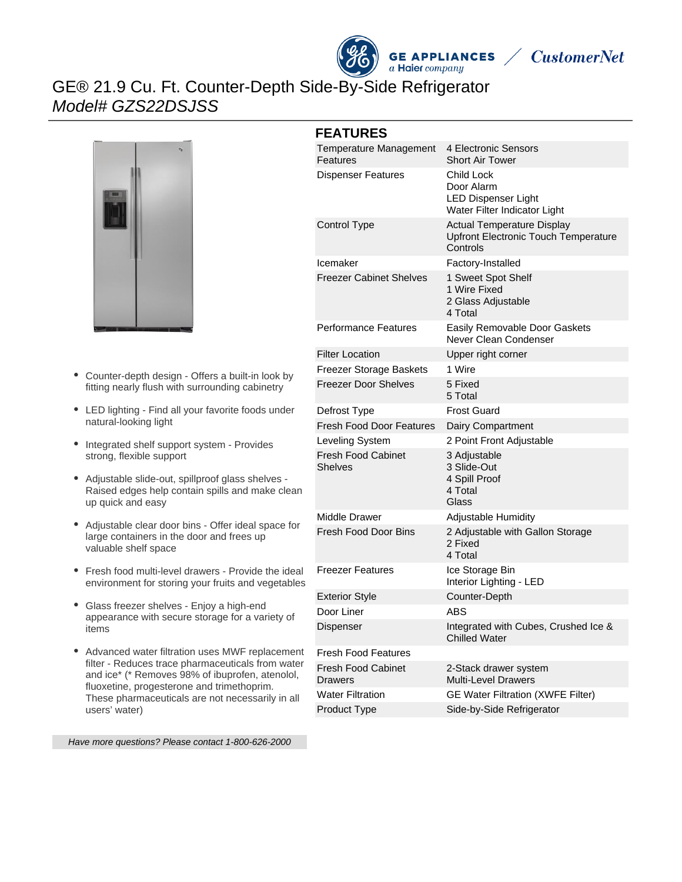# GE® 21.9 Cu. Ft. Counter-Depth Side-By-Side Refrigerator

*Model# GZS22DSJSS*

- Counter-depth design - Offers a built-in look by fitting nearly flush with surrounding cabinetry
- LED lighting - Find all your favorite foods under natural-looking light
- Integrated shelf support system - Provides strong, flexible support
- Adjustable slide-out, spillproof glass shelves - Raised edges help contain spills and make clean up quick and easy
- Adjustable clear door bins - Offer ideal space for large containers in the door and frees up valuable shelf space
- Fresh food multi-level drawers - Provide the ideal environment for storing your fruits and vegetables
- Glass freezer shelves - Enjoy a high-end appearance with secure storage for a variety of items
- Advanced water filtration uses MWF replacement filter - Reduces trace pharmaceuticals from water and ice* (* Removes 98% of ibuprofen, atenolol, fluoxetine, progesterone and trimethoprim. These pharmaceuticals are not necessarily in all users' water)

*Have more questions? Please contact 1-800-626-2000*

## FEATURES

| | |
|---|---|
| Temperature Management Features | 4 Electronic Sensors<br>Short Air Tower |
| Dispenser Features | Child Lock<br>Door Alarm<br>LED Dispenser Light<br>Water Filter Indicator Light |
| Control Type | Actual Temperature Display<br>Upfront Electronic Touch Temperature Controls |
| Icemaker | Factory-Installed |
| Freezer Cabinet Shelves | 1 Sweet Spot Shelf<br>1 Wire Fixed<br>2 Glass Adjustable<br>4 Total |
| Performance Features | Easily Removable Door Gaskets<br>Never Clean Condenser |
| Filter Location | Upper right corner |
| Freezer Storage Baskets | 1 Wire |
| Freezer Door Shelves | 5 Fixed<br>5 Total |
| Defrost Type | Frost Guard |
| Fresh Food Door Features | Dairy Compartment |
| Leveling System | 2 Point Front Adjustable |
| Fresh Food Cabinet Shelves | 3 Adjustable<br>3 Slide-Out<br>4 Spill Proof<br>4 Total<br>Glass |
| Middle Drawer | Adjustable Humidity |
| Fresh Food Door Bins | 2 Adjustable with Gallon Storage<br>2 Fixed<br>4 Total |
| Freezer Features | Ice Storage Bin<br>Interior Lighting - LED |
| Exterior Style | Counter-Depth |
| Door Liner | ABS |
| Dispenser | Integrated with Cubes, Crushed Ice & Chilled Water |
| Fresh Food Features | |
| Fresh Food Cabinet Drawers | 2-Stack drawer system<br>Multi-Level Drawers |
| Water Filtration | GE Water Filtration (XWFE Filter) |
| Product Type | Side-by-Side Refrigerator |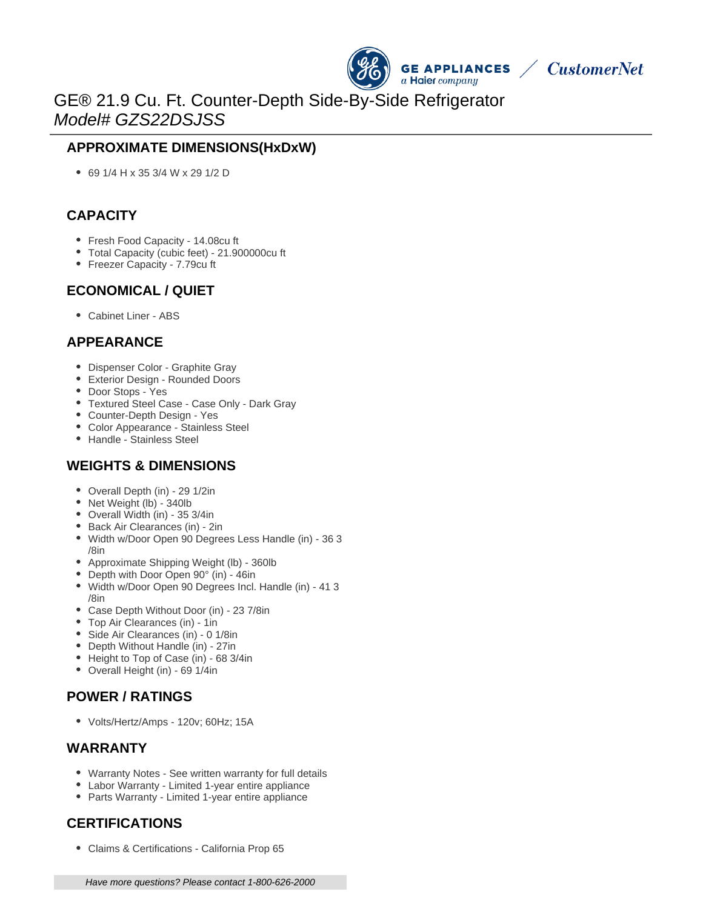# GE® 21.9 Cu. Ft. Counter-Depth Side-By-Side Refrigerator
*Model# GZS22DSJSS*

## APPROXIMATE DIMENSIONS(HxDxW)

- 69 1/4 H x 35 3/4 W x 29 1/2 D

## CAPACITY

- Fresh Food Capacity - 14.08cu ft
- Total Capacity (cubic feet) - 21.900000cu ft
- Freezer Capacity - 7.79cu ft

## ECONOMICAL / QUIET

- Cabinet Liner - ABS

## APPEARANCE

- Dispenser Color - Graphite Gray
- Exterior Design - Rounded Doors
- Door Stops - Yes
- Textured Steel Case - Case Only - Dark Gray
- Counter-Depth Design - Yes
- Color Appearance - Stainless Steel
- Handle - Stainless Steel

## WEIGHTS & DIMENSIONS

- Overall Depth (in) - 29 1/2in
- Net Weight (lb) - 340lb
- Overall Width (in) - 35 3/4in
- Back Air Clearances (in) - 2in
- Width w/Door Open 90 Degrees Less Handle (in) - 36 3/8in
- Approximate Shipping Weight (lb) - 360lb
- Depth with Door Open 90° (in) - 46in
- Width w/Door Open 90 Degrees Incl. Handle (in) - 41 3/8in
- Case Depth Without Door (in) - 23 7/8in
- Top Air Clearances (in) - 1in
- Side Air Clearances (in) - 0 1/8in
- Depth Without Handle (in) - 27in
- Height to Top of Case (in) - 68 3/4in
- Overall Height (in) - 69 1/4in

## POWER / RATINGS

- Volts/Hertz/Amps - 120v; 60Hz; 15A

## WARRANTY

- Warranty Notes - See written warranty for full details
- Labor Warranty - Limited 1-year entire appliance
- Parts Warranty - Limited 1-year entire appliance

## CERTIFICATIONS

- Claims & Certifications - California Prop 65

*Have more questions? Please contact 1-800-626-2000*